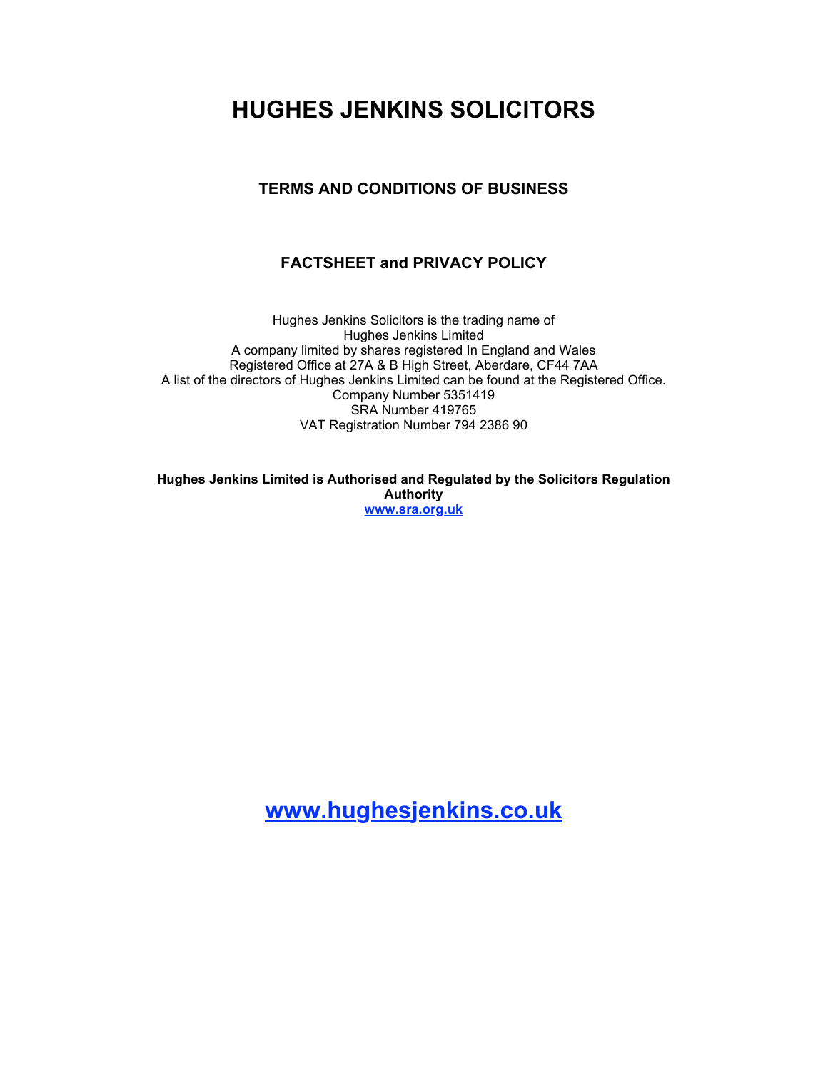# HUGHES JENKINS SOLICITORS

## TERMS AND CONDITIONS OF BUSINESS

## FACTSHEET and PRIVACY POLICY

Hughes Jenkins Solicitors is the trading name of
Hughes Jenkins Limited
A company limited by shares registered In England and Wales
Registered Office at 27A & B High Street, Aberdare, CF44 7AA
A list of the directors of Hughes Jenkins Limited can be found at the Registered Office.
Company Number 5351419
SRA Number 419765
VAT Registration Number 794 2386 90

**Hughes Jenkins Limited is Authorised and Regulated by the Solicitors Regulation Authority**
**www.sra.org.uk**

**www.hughesjenkins.co.uk**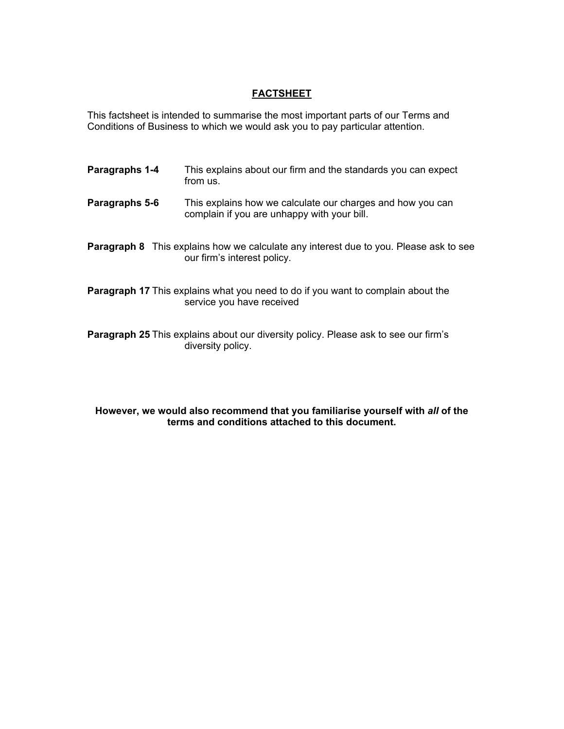# FACTSHEET

This factsheet is intended to summarise the most important parts of our Terms and Conditions of Business to which we would ask you to pay particular attention.

**Paragraphs 1-4** This explains about our firm and the standards you can expect from us.

**Paragraphs 5-6** This explains how we calculate our charges and how you can complain if you are unhappy with your bill.

**Paragraph 8** This explains how we calculate any interest due to you. Please ask to see our firm's interest policy.

**Paragraph 17** This explains what you need to do if you want to complain about the service you have received

**Paragraph 25** This explains about our diversity policy. Please ask to see our firm's diversity policy.

**However, we would also recommend that you familiarise yourself with *all* of the terms and conditions attached to this document.**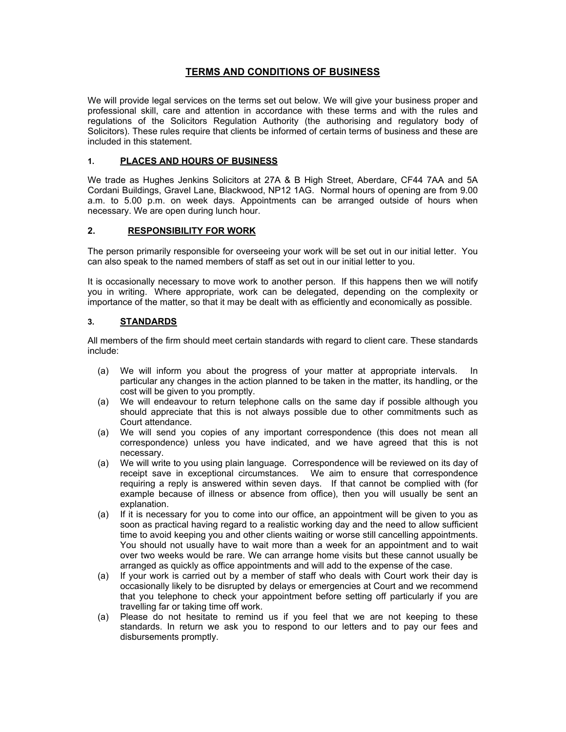# TERMS AND CONDITIONS OF BUSINESS

We will provide legal services on the terms set out below. We will give your business proper and professional skill, care and attention in accordance with these terms and with the rules and regulations of the Solicitors Regulation Authority (the authorising and regulatory body of Solicitors). These rules require that clients be informed of certain terms of business and these are included in this statement.

## 1. PLACES AND HOURS OF BUSINESS

We trade as Hughes Jenkins Solicitors at 27A & B High Street, Aberdare, CF44 7AA and 5A Cordani Buildings, Gravel Lane, Blackwood, NP12 1AG. Normal hours of opening are from 9.00 a.m. to 5.00 p.m. on week days. Appointments can be arranged outside of hours when necessary. We are open during lunch hour.

## 2. RESPONSIBILITY FOR WORK

The person primarily responsible for overseeing your work will be set out in our initial letter. You can also speak to the named members of staff as set out in our initial letter to you.

It is occasionally necessary to move work to another person. If this happens then we will notify you in writing. Where appropriate, work can be delegated, depending on the complexity or importance of the matter, so that it may be dealt with as efficiently and economically as possible.

## 3. STANDARDS

All members of the firm should meet certain standards with regard to client care. These standards include:

(a) We will inform you about the progress of your matter at appropriate intervals. In particular any changes in the action planned to be taken in the matter, its handling, or the cost will be given to you promptly.

(a) We will endeavour to return telephone calls on the same day if possible although you should appreciate that this is not always possible due to other commitments such as Court attendance.

(a) We will send you copies of any important correspondence (this does not mean all correspondence) unless you have indicated, and we have agreed that this is not necessary.

(a) We will write to you using plain language. Correspondence will be reviewed on its day of receipt save in exceptional circumstances. We aim to ensure that correspondence requiring a reply is answered within seven days. If that cannot be complied with (for example because of illness or absence from office), then you will usually be sent an explanation.

(a) If it is necessary for you to come into our office, an appointment will be given to you as soon as practical having regard to a realistic working day and the need to allow sufficient time to avoid keeping you and other clients waiting or worse still cancelling appointments. You should not usually have to wait more than a week for an appointment and to wait over two weeks would be rare. We can arrange home visits but these cannot usually be arranged as quickly as office appointments and will add to the expense of the case.

(a) If your work is carried out by a member of staff who deals with Court work their day is occasionally likely to be disrupted by delays or emergencies at Court and we recommend that you telephone to check your appointment before setting off particularly if you are travelling far or taking time off work.

(a) Please do not hesitate to remind us if you feel that we are not keeping to these standards. In return we ask you to respond to our letters and to pay our fees and disbursements promptly.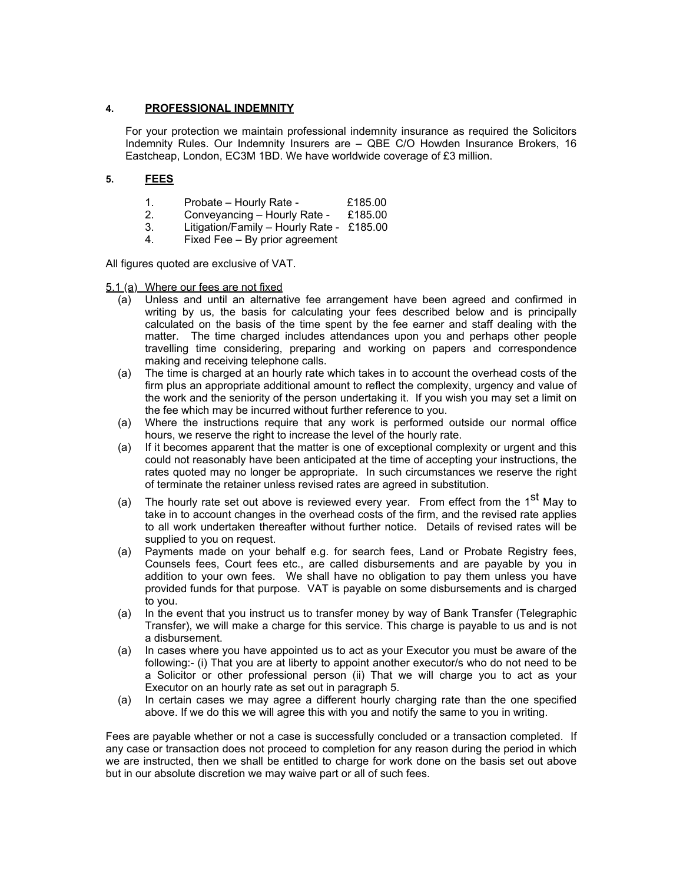## 4. PROFESSIONAL INDEMNITY

For your protection we maintain professional indemnity insurance as required the Solicitors Indemnity Rules. Our Indemnity Insurers are – QBE C/O Howden Insurance Brokers, 16 Eastcheap, London, EC3M 1BD. We have worldwide coverage of £3 million.

## 5. FEES

1. Probate – Hourly Rate - £185.00
2. Conveyancing – Hourly Rate - £185.00
3. Litigation/Family – Hourly Rate - £185.00
4. Fixed Fee – By prior agreement

All figures quoted are exclusive of VAT.

5.1 (a) Where our fees are not fixed

- (a) Unless and until an alternative fee arrangement have been agreed and confirmed in writing by us, the basis for calculating your fees described below and is principally calculated on the basis of the time spent by the fee earner and staff dealing with the matter. The time charged includes attendances upon you and perhaps other people travelling time considering, preparing and working on papers and correspondence making and receiving telephone calls.
- (a) The time is charged at an hourly rate which takes in to account the overhead costs of the firm plus an appropriate additional amount to reflect the complexity, urgency and value of the work and the seniority of the person undertaking it. If you wish you may set a limit on the fee which may be incurred without further reference to you.
- (a) Where the instructions require that any work is performed outside our normal office hours, we reserve the right to increase the level of the hourly rate.
- (a) If it becomes apparent that the matter is one of exceptional complexity or urgent and this could not reasonably have been anticipated at the time of accepting your instructions, the rates quoted may no longer be appropriate. In such circumstances we reserve the right of terminate the retainer unless revised rates are agreed in substitution.
- (a) The hourly rate set out above is reviewed every year. From effect from the 1st May to take in to account changes in the overhead costs of the firm, and the revised rate applies to all work undertaken thereafter without further notice. Details of revised rates will be supplied to you on request.
- (a) Payments made on your behalf e.g. for search fees, Land or Probate Registry fees, Counsels fees, Court fees etc., are called disbursements and are payable by you in addition to your own fees. We shall have no obligation to pay them unless you have provided funds for that purpose. VAT is payable on some disbursements and is charged to you.
- (a) In the event that you instruct us to transfer money by way of Bank Transfer (Telegraphic Transfer), we will make a charge for this service. This charge is payable to us and is not a disbursement.
- (a) In cases where you have appointed us to act as your Executor you must be aware of the following:- (i) That you are at liberty to appoint another executor/s who do not need to be a Solicitor or other professional person (ii) That we will charge you to act as your Executor on an hourly rate as set out in paragraph 5.
- (a) In certain cases we may agree a different hourly charging rate than the one specified above. If we do this we will agree this with you and notify the same to you in writing.

Fees are payable whether or not a case is successfully concluded or a transaction completed. If any case or transaction does not proceed to completion for any reason during the period in which we are instructed, then we shall be entitled to charge for work done on the basis set out above but in our absolute discretion we may waive part or all of such fees.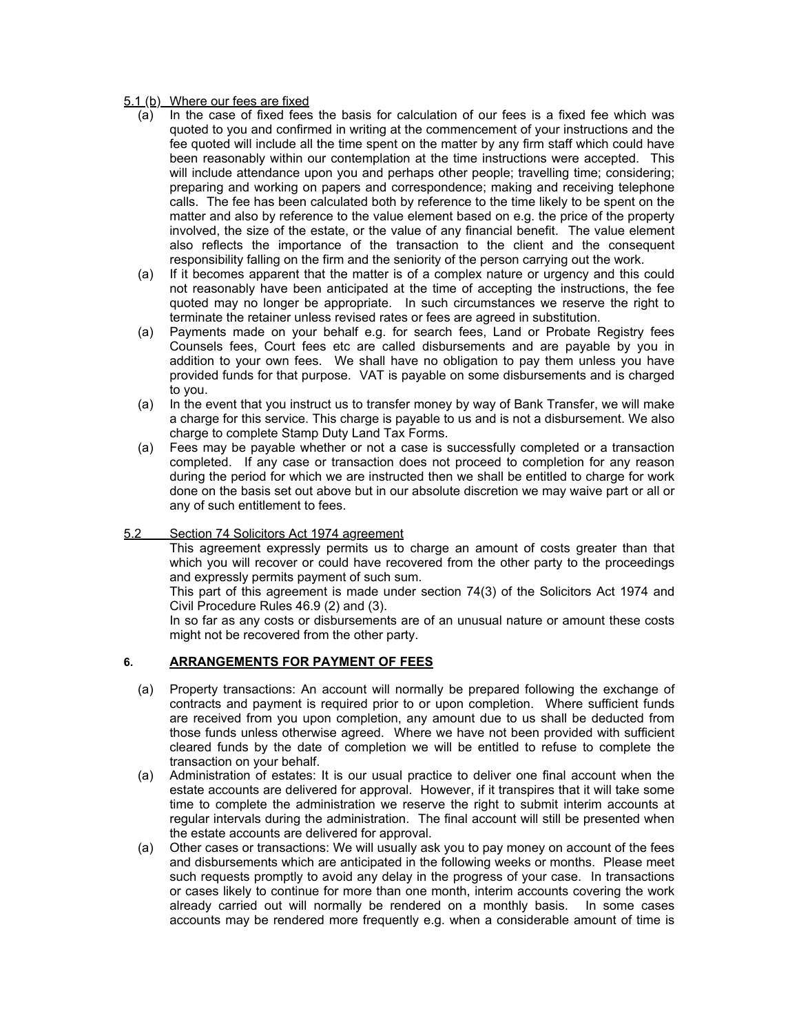5.1 (b) Where our fees are fixed

(a) In the case of fixed fees the basis for calculation of our fees is a fixed fee which was quoted to you and confirmed in writing at the commencement of your instructions and the fee quoted will include all the time spent on the matter by any firm staff which could have been reasonably within our contemplation at the time instructions were accepted. This will include attendance upon you and perhaps other people; travelling time; considering; preparing and working on papers and correspondence; making and receiving telephone calls. The fee has been calculated both by reference to the time likely to be spent on the matter and also by reference to the value element based on e.g. the price of the property involved, the size of the estate, or the value of any financial benefit. The value element also reflects the importance of the transaction to the client and the consequent responsibility falling on the firm and the seniority of the person carrying out the work.

(a) If it becomes apparent that the matter is of a complex nature or urgency and this could not reasonably have been anticipated at the time of accepting the instructions, the fee quoted may no longer be appropriate. In such circumstances we reserve the right to terminate the retainer unless revised rates or fees are agreed in substitution.

(a) Payments made on your behalf e.g. for search fees, Land or Probate Registry fees Counsels fees, Court fees etc are called disbursements and are payable by you in addition to your own fees. We shall have no obligation to pay them unless you have provided funds for that purpose. VAT is payable on some disbursements and is charged to you.

(a) In the event that you instruct us to transfer money by way of Bank Transfer, we will make a charge for this service. This charge is payable to us and is not a disbursement. We also charge to complete Stamp Duty Land Tax Forms.

(a) Fees may be payable whether or not a case is successfully completed or a transaction completed. If any case or transaction does not proceed to completion for any reason during the period for which we are instructed then we shall be entitled to charge for work done on the basis set out above but in our absolute discretion we may waive part or all or any of such entitlement to fees.

5.2 Section 74 Solicitors Act 1974 agreement

This agreement expressly permits us to charge an amount of costs greater than that which you will recover or could have recovered from the other party to the proceedings and expressly permits payment of such sum.

This part of this agreement is made under section 74(3) of the Solicitors Act 1974 and Civil Procedure Rules 46.9 (2) and (3).

In so far as any costs or disbursements are of an unusual nature or amount these costs might not be recovered from the other party.

## 6. ARRANGEMENTS FOR PAYMENT OF FEES

(a) Property transactions: An account will normally be prepared following the exchange of contracts and payment is required prior to or upon completion. Where sufficient funds are received from you upon completion, any amount due to us shall be deducted from those funds unless otherwise agreed. Where we have not been provided with sufficient cleared funds by the date of completion we will be entitled to refuse to complete the transaction on your behalf.

(a) Administration of estates: It is our usual practice to deliver one final account when the estate accounts are delivered for approval. However, if it transpires that it will take some time to complete the administration we reserve the right to submit interim accounts at regular intervals during the administration. The final account will still be presented when the estate accounts are delivered for approval.

(a) Other cases or transactions: We will usually ask you to pay money on account of the fees and disbursements which are anticipated in the following weeks or months. Please meet such requests promptly to avoid any delay in the progress of your case. In transactions or cases likely to continue for more than one month, interim accounts covering the work already carried out will normally be rendered on a monthly basis. In some cases accounts may be rendered more frequently e.g. when a considerable amount of time is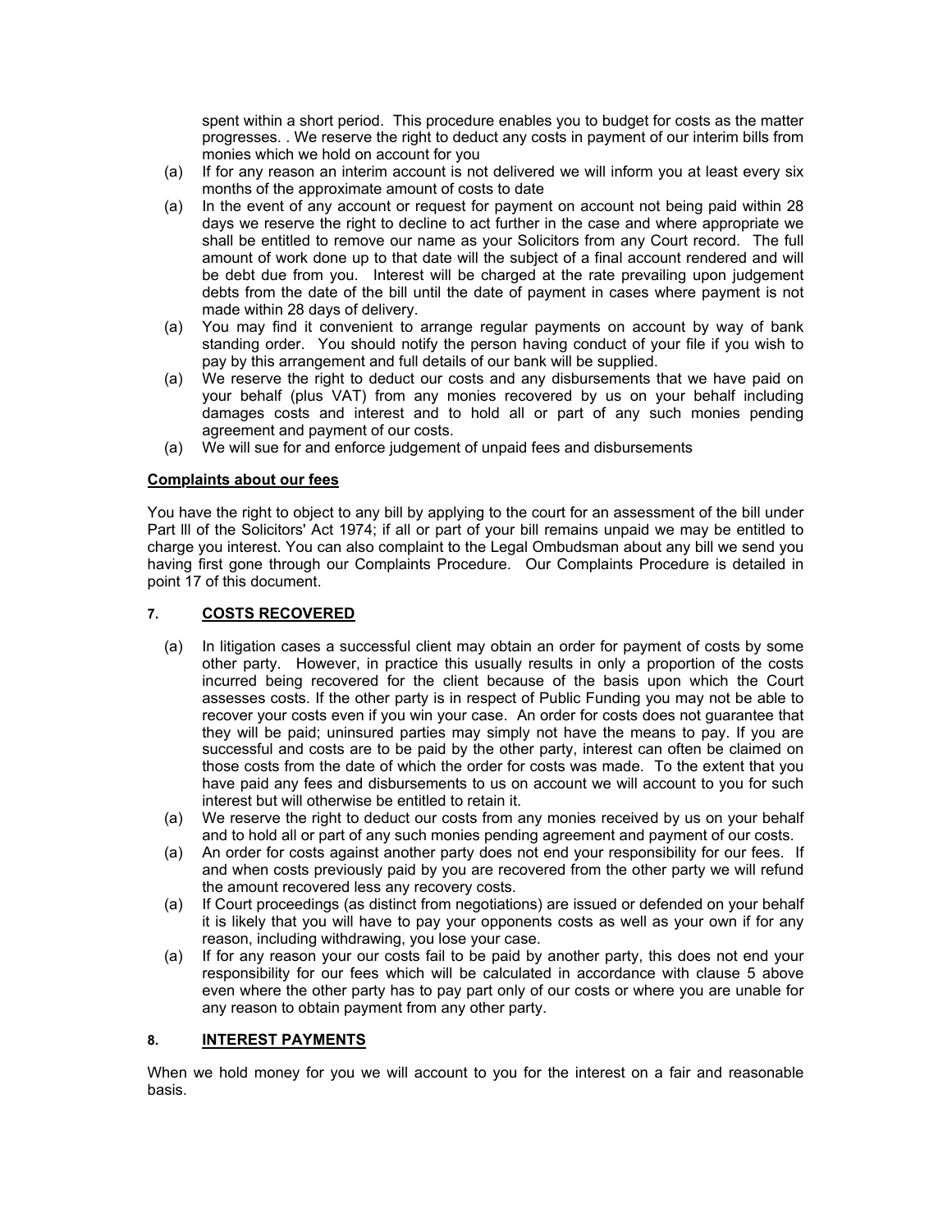spent within a short period. This procedure enables you to budget for costs as the matter progresses. . We reserve the right to deduct any costs in payment of our interim bills from monies which we hold on account for you

(a) If for any reason an interim account is not delivered we will inform you at least every six months of the approximate amount of costs to date

(a) In the event of any account or request for payment on account not being paid within 28 days we reserve the right to decline to act further in the case and where appropriate we shall be entitled to remove our name as your Solicitors from any Court record. The full amount of work done up to that date will the subject of a final account rendered and will be debt due from you. Interest will be charged at the rate prevailing upon judgement debts from the date of the bill until the date of payment in cases where payment is not made within 28 days of delivery.

(a) You may find it convenient to arrange regular payments on account by way of bank standing order. You should notify the person having conduct of your file if you wish to pay by this arrangement and full details of our bank will be supplied.

(a) We reserve the right to deduct our costs and any disbursements that we have paid on your behalf (plus VAT) from any monies recovered by us on your behalf including damages costs and interest and to hold all or part of any such monies pending agreement and payment of our costs.

(a) We will sue for and enforce judgement of unpaid fees and disbursements

**Complaints about our fees**

You have the right to object to any bill by applying to the court for an assessment of the bill under Part lll of the Solicitors' Act 1974; if all or part of your bill remains unpaid we may be entitled to charge you interest. You can also complaint to the Legal Ombudsman about any bill we send you having first gone through our Complaints Procedure. Our Complaints Procedure is detailed in point 17 of this document.

## 7. COSTS RECOVERED

(a) In litigation cases a successful client may obtain an order for payment of costs by some other party. However, in practice this usually results in only a proportion of the costs incurred being recovered for the client because of the basis upon which the Court assesses costs. If the other party is in respect of Public Funding you may not be able to recover your costs even if you win your case. An order for costs does not guarantee that they will be paid; uninsured parties may simply not have the means to pay. If you are successful and costs are to be paid by the other party, interest can often be claimed on those costs from the date of which the order for costs was made. To the extent that you have paid any fees and disbursements to us on account we will account to you for such interest but will otherwise be entitled to retain it.

(a) We reserve the right to deduct our costs from any monies received by us on your behalf and to hold all or part of any such monies pending agreement and payment of our costs.

(a) An order for costs against another party does not end your responsibility for our fees. If and when costs previously paid by you are recovered from the other party we will refund the amount recovered less any recovery costs.

(a) If Court proceedings (as distinct from negotiations) are issued or defended on your behalf it is likely that you will have to pay your opponents costs as well as your own if for any reason, including withdrawing, you lose your case.

(a) If for any reason your our costs fail to be paid by another party, this does not end your responsibility for our fees which will be calculated in accordance with clause 5 above even where the other party has to pay part only of our costs or where you are unable for any reason to obtain payment from any other party.

## 8. INTEREST PAYMENTS

When we hold money for you we will account to you for the interest on a fair and reasonable basis.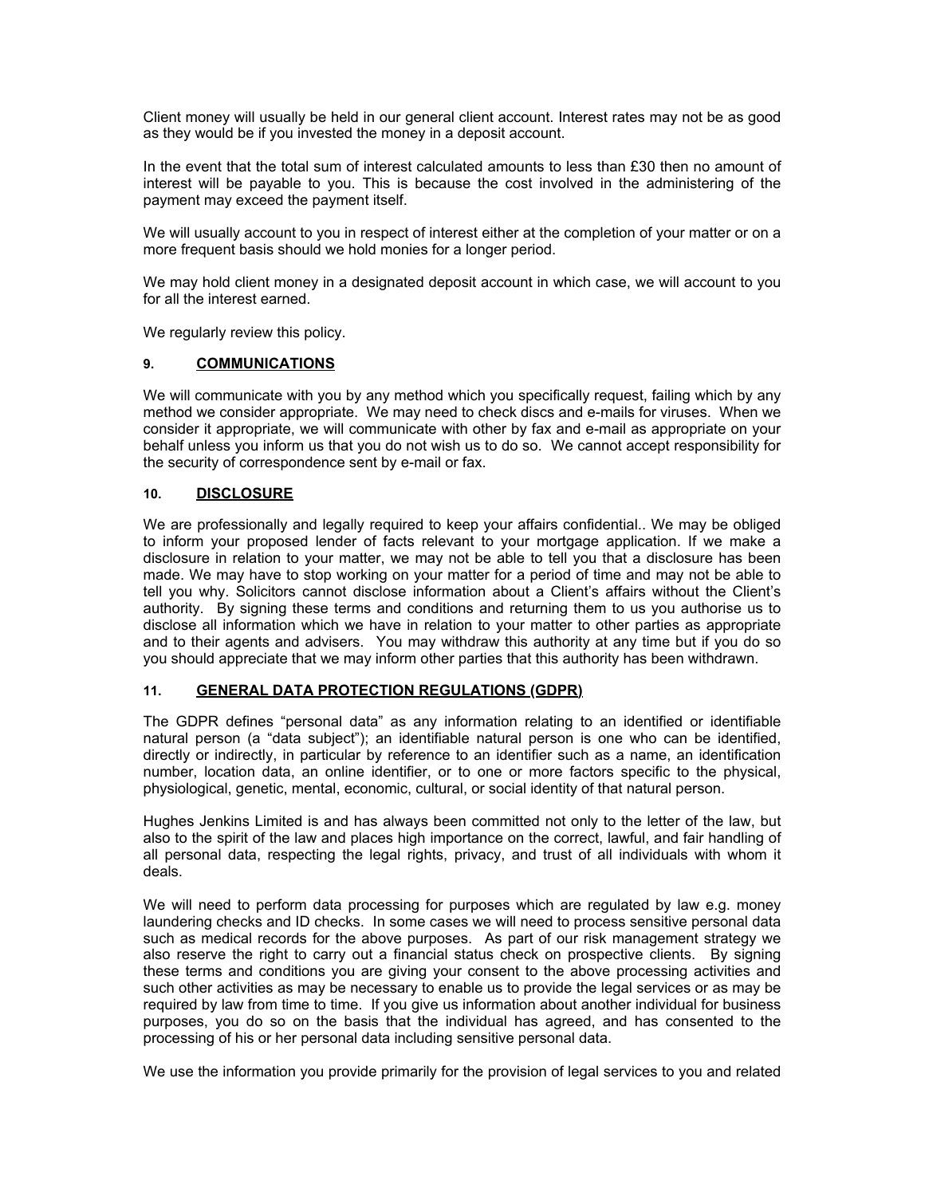Client money will usually be held in our general client account. Interest rates may not be as good as they would be if you invested the money in a deposit account.

In the event that the total sum of interest calculated amounts to less than £30 then no amount of interest will be payable to you. This is because the cost involved in the administering of the payment may exceed the payment itself.

We will usually account to you in respect of interest either at the completion of your matter or on a more frequent basis should we hold monies for a longer period.

We may hold client money in a designated deposit account in which case, we will account to you for all the interest earned.

We regularly review this policy.

## 9. COMMUNICATIONS

We will communicate with you by any method which you specifically request, failing which by any method we consider appropriate. We may need to check discs and e-mails for viruses. When we consider it appropriate, we will communicate with other by fax and e-mail as appropriate on your behalf unless you inform us that you do not wish us to do so. We cannot accept responsibility for the security of correspondence sent by e-mail or fax.

## 10. DISCLOSURE

We are professionally and legally required to keep your affairs confidential.. We may be obliged to inform your proposed lender of facts relevant to your mortgage application. If we make a disclosure in relation to your matter, we may not be able to tell you that a disclosure has been made. We may have to stop working on your matter for a period of time and may not be able to tell you why. Solicitors cannot disclose information about a Client's affairs without the Client's authority. By signing these terms and conditions and returning them to us you authorise us to disclose all information which we have in relation to your matter to other parties as appropriate and to their agents and advisers. You may withdraw this authority at any time but if you do so you should appreciate that we may inform other parties that this authority has been withdrawn.

## 11. GENERAL DATA PROTECTION REGULATIONS (GDPR)

The GDPR defines "personal data" as any information relating to an identified or identifiable natural person (a "data subject"); an identifiable natural person is one who can be identified, directly or indirectly, in particular by reference to an identifier such as a name, an identification number, location data, an online identifier, or to one or more factors specific to the physical, physiological, genetic, mental, economic, cultural, or social identity of that natural person.

Hughes Jenkins Limited is and has always been committed not only to the letter of the law, but also to the spirit of the law and places high importance on the correct, lawful, and fair handling of all personal data, respecting the legal rights, privacy, and trust of all individuals with whom it deals.

We will need to perform data processing for purposes which are regulated by law e.g. money laundering checks and ID checks. In some cases we will need to process sensitive personal data such as medical records for the above purposes. As part of our risk management strategy we also reserve the right to carry out a financial status check on prospective clients. By signing these terms and conditions you are giving your consent to the above processing activities and such other activities as may be necessary to enable us to provide the legal services or as may be required by law from time to time. If you give us information about another individual for business purposes, you do so on the basis that the individual has agreed, and has consented to the processing of his or her personal data including sensitive personal data.

We use the information you provide primarily for the provision of legal services to you and related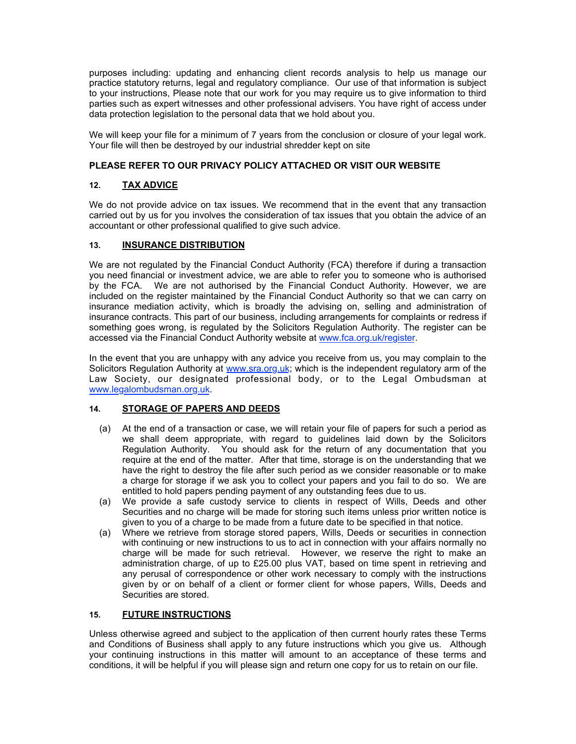purposes including: updating and enhancing client records analysis to help us manage our practice statutory returns, legal and regulatory compliance. Our use of that information is subject to your instructions, Please note that our work for you may require us to give information to third parties such as expert witnesses and other professional advisers. You have right of access under data protection legislation to the personal data that we hold about you.

We will keep your file for a minimum of 7 years from the conclusion or closure of your legal work. Your file will then be destroyed by our industrial shredder kept on site

**PLEASE REFER TO OUR PRIVACY POLICY ATTACHED OR VISIT OUR WEBSITE**

## 12. TAX ADVICE

We do not provide advice on tax issues. We recommend that in the event that any transaction carried out by us for you involves the consideration of tax issues that you obtain the advice of an accountant or other professional qualified to give such advice.

## 13. INSURANCE DISTRIBUTION

We are not regulated by the Financial Conduct Authority (FCA) therefore if during a transaction you need financial or investment advice, we are able to refer you to someone who is authorised by the FCA. We are not authorised by the Financial Conduct Authority. However, we are included on the register maintained by the Financial Conduct Authority so that we can carry on insurance mediation activity, which is broadly the advising on, selling and administration of insurance contracts. This part of our business, including arrangements for complaints or redress if something goes wrong, is regulated by the Solicitors Regulation Authority. The register can be accessed via the Financial Conduct Authority website at www.fca.org.uk/register.

In the event that you are unhappy with any advice you receive from us, you may complain to the Solicitors Regulation Authority at www.sra.org.uk; which is the independent regulatory arm of the Law Society, our designated professional body, or to the Legal Ombudsman at www.legalombudsman.org.uk.

## 14. STORAGE OF PAPERS AND DEEDS

(a) At the end of a transaction or case, we will retain your file of papers for such a period as we shall deem appropriate, with regard to guidelines laid down by the Solicitors Regulation Authority. You should ask for the return of any documentation that you require at the end of the matter. After that time, storage is on the understanding that we have the right to destroy the file after such period as we consider reasonable or to make a charge for storage if we ask you to collect your papers and you fail to do so. We are entitled to hold papers pending payment of any outstanding fees due to us.

(a) We provide a safe custody service to clients in respect of Wills, Deeds and other Securities and no charge will be made for storing such items unless prior written notice is given to you of a charge to be made from a future date to be specified in that notice.

(a) Where we retrieve from storage stored papers, Wills, Deeds or securities in connection with continuing or new instructions to us to act in connection with your affairs normally no charge will be made for such retrieval. However, we reserve the right to make an administration charge, of up to £25.00 plus VAT, based on time spent in retrieving and any perusal of correspondence or other work necessary to comply with the instructions given by or on behalf of a client or former client for whose papers, Wills, Deeds and Securities are stored.

## 15. FUTURE INSTRUCTIONS

Unless otherwise agreed and subject to the application of then current hourly rates these Terms and Conditions of Business shall apply to any future instructions which you give us. Although your continuing instructions in this matter will amount to an acceptance of these terms and conditions, it will be helpful if you will please sign and return one copy for us to retain on our file.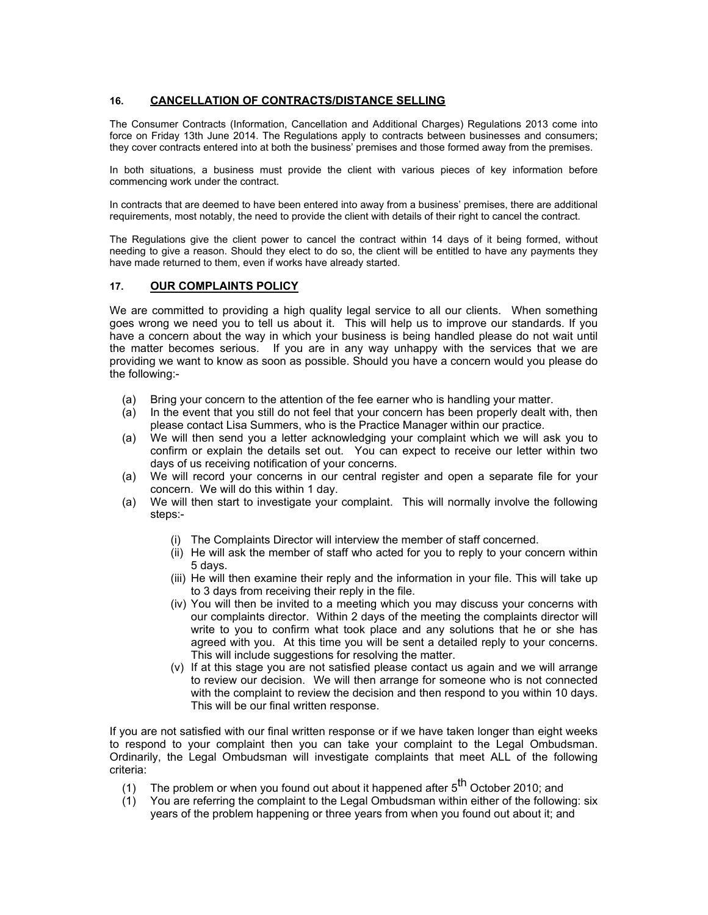## 16. CANCELLATION OF CONTRACTS/DISTANCE SELLING

The Consumer Contracts (Information, Cancellation and Additional Charges) Regulations 2013 come into force on Friday 13th June 2014. The Regulations apply to contracts between businesses and consumers; they cover contracts entered into at both the business' premises and those formed away from the premises.

In both situations, a business must provide the client with various pieces of key information before commencing work under the contract.

In contracts that are deemed to have been entered into away from a business' premises, there are additional requirements, most notably, the need to provide the client with details of their right to cancel the contract.

The Regulations give the client power to cancel the contract within 14 days of it being formed, without needing to give a reason. Should they elect to do so, the client will be entitled to have any payments they have made returned to them, even if works have already started.

## 17. OUR COMPLAINTS POLICY

We are committed to providing a high quality legal service to all our clients. When something goes wrong we need you to tell us about it. This will help us to improve our standards. If you have a concern about the way in which your business is being handled please do not wait until the matter becomes serious. If you are in any way unhappy with the services that we are providing we want to know as soon as possible. Should you have a concern would you please do the following:-

(a) Bring your concern to the attention of the fee earner who is handling your matter.

(a) In the event that you still do not feel that your concern has been properly dealt with, then please contact Lisa Summers, who is the Practice Manager within our practice.

(a) We will then send you a letter acknowledging your complaint which we will ask you to confirm or explain the details set out. You can expect to receive our letter within two days of us receiving notification of your concerns.

(a) We will record your concerns in our central register and open a separate file for your concern. We will do this within 1 day.

(a) We will then start to investigate your complaint. This will normally involve the following steps:-

   (i) The Complaints Director will interview the member of staff concerned.

   (ii) He will ask the member of staff who acted for you to reply to your concern within 5 days.

   (iii) He will then examine their reply and the information in your file. This will take up to 3 days from receiving their reply in the file.

   (iv) You will then be invited to a meeting which you may discuss your concerns with our complaints director. Within 2 days of the meeting the complaints director will write to you to confirm what took place and any solutions that he or she has agreed with you. At this time you will be sent a detailed reply to your concerns. This will include suggestions for resolving the matter.

   (v) If at this stage you are not satisfied please contact us again and we will arrange to review our decision. We will then arrange for someone who is not connected with the complaint to review the decision and then respond to you within 10 days. This will be our final written response.

If you are not satisfied with our final written response or if we have taken longer than eight weeks to respond to your complaint then you can take your complaint to the Legal Ombudsman. Ordinarily, the Legal Ombudsman will investigate complaints that meet ALL of the following criteria:

(1) The problem or when you found out about it happened after 5th October 2010; and

(1) You are referring the complaint to the Legal Ombudsman within either of the following: six years of the problem happening or three years from when you found out about it; and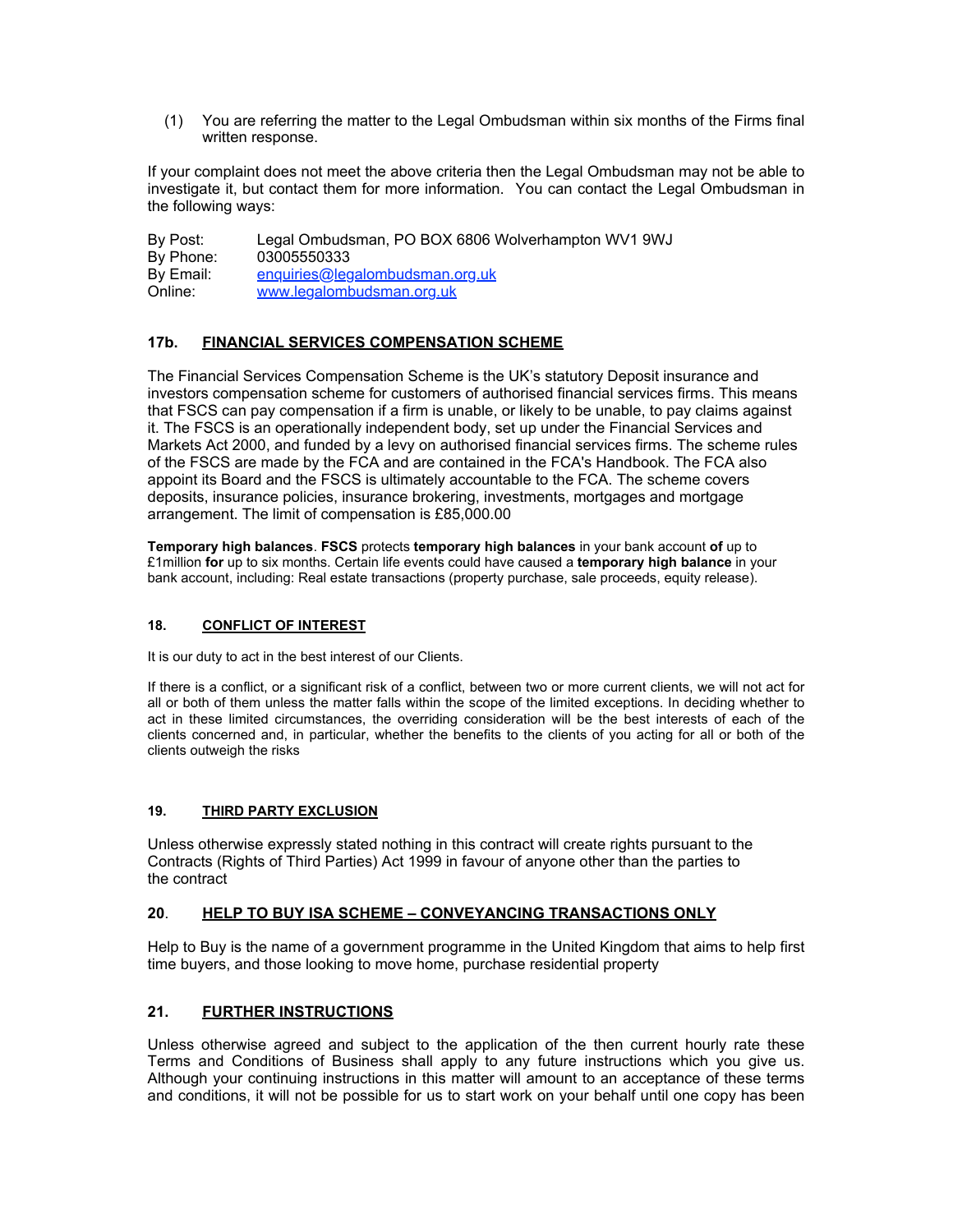(1) You are referring the matter to the Legal Ombudsman within six months of the Firms final written response.

If your complaint does not meet the above criteria then the Legal Ombudsman may not be able to investigate it, but contact them for more information. You can contact the Legal Ombudsman in the following ways:

By Post: Legal Ombudsman, PO BOX 6806 Wolverhampton WV1 9WJ
By Phone: 03005550333
By Email: enquiries@legalombudsman.org.uk
Online: www.legalombudsman.org.uk

## 17b. FINANCIAL SERVICES COMPENSATION SCHEME

The Financial Services Compensation Scheme is the UK's statutory Deposit insurance and investors compensation scheme for customers of authorised financial services firms. This means that FSCS can pay compensation if a firm is unable, or likely to be unable, to pay claims against it. The FSCS is an operationally independent body, set up under the Financial Services and Markets Act 2000, and funded by a levy on authorised financial services firms. The scheme rules of the FSCS are made by the FCA and are contained in the FCA's Handbook. The FCA also appoint its Board and the FSCS is ultimately accountable to the FCA. The scheme covers deposits, insurance policies, insurance brokering, investments, mortgages and mortgage arrangement. The limit of compensation is £85,000.00

**Temporary high balances**. **FSCS** protects **temporary high balances** in your bank account **of** up to £1million **for** up to six months. Certain life events could have caused a **temporary high balance** in your bank account, including: Real estate transactions (property purchase, sale proceeds, equity release).

## 18. CONFLICT OF INTEREST

It is our duty to act in the best interest of our Clients.

If there is a conflict, or a significant risk of a conflict, between two or more current clients, we will not act for all or both of them unless the matter falls within the scope of the limited exceptions. In deciding whether to act in these limited circumstances, the overriding consideration will be the best interests of each of the clients concerned and, in particular, whether the benefits to the clients of you acting for all or both of the clients outweigh the risks

## 19. THIRD PARTY EXCLUSION

Unless otherwise expressly stated nothing in this contract will create rights pursuant to the Contracts (Rights of Third Parties) Act 1999 in favour of anyone other than the parties to the contract

## 20. HELP TO BUY ISA SCHEME – CONVEYANCING TRANSACTIONS ONLY

Help to Buy is the name of a government programme in the United Kingdom that aims to help first time buyers, and those looking to move home, purchase residential property

## 21. FURTHER INSTRUCTIONS

Unless otherwise agreed and subject to the application of the then current hourly rate these Terms and Conditions of Business shall apply to any future instructions which you give us. Although your continuing instructions in this matter will amount to an acceptance of these terms and conditions, it will not be possible for us to start work on your behalf until one copy has been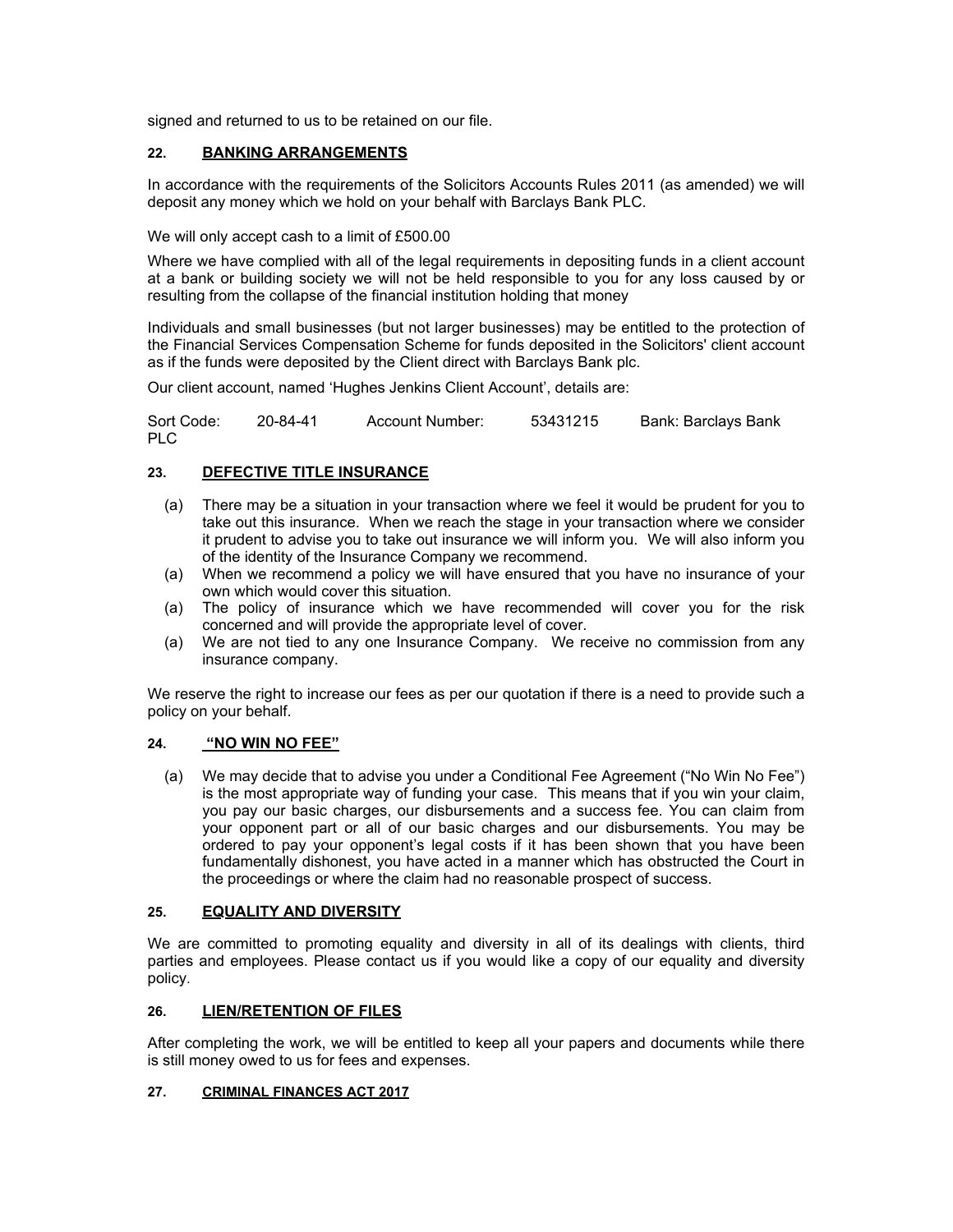signed and returned to us to be retained on our file.

## 22. BANKING ARRANGEMENTS

In accordance with the requirements of the Solicitors Accounts Rules 2011 (as amended) we will deposit any money which we hold on your behalf with Barclays Bank PLC.

We will only accept cash to a limit of £500.00

Where we have complied with all of the legal requirements in depositing funds in a client account at a bank or building society we will not be held responsible to you for any loss caused by or resulting from the collapse of the financial institution holding that money

Individuals and small businesses (but not larger businesses) may be entitled to the protection of the Financial Services Compensation Scheme for funds deposited in the Solicitors' client account as if the funds were deposited by the Client direct with Barclays Bank plc.

Our client account, named 'Hughes Jenkins Client Account', details are:

Sort Code: 20-84-41 Account Number: 53431215 Bank: Barclays Bank PLC

## 23. DEFECTIVE TITLE INSURANCE

(a) There may be a situation in your transaction where we feel it would be prudent for you to take out this insurance. When we reach the stage in your transaction where we consider it prudent to advise you to take out insurance we will inform you. We will also inform you of the identity of the Insurance Company we recommend.

(a) When we recommend a policy we will have ensured that you have no insurance of your own which would cover this situation.

(a) The policy of insurance which we have recommended will cover you for the risk concerned and will provide the appropriate level of cover.

(a) We are not tied to any one Insurance Company. We receive no commission from any insurance company.

We reserve the right to increase our fees as per our quotation if there is a need to provide such a policy on your behalf.

## 24. "NO WIN NO FEE"

(a) We may decide that to advise you under a Conditional Fee Agreement ("No Win No Fee") is the most appropriate way of funding your case. This means that if you win your claim, you pay our basic charges, our disbursements and a success fee. You can claim from your opponent part or all of our basic charges and our disbursements. You may be ordered to pay your opponent's legal costs if it has been shown that you have been fundamentally dishonest, you have acted in a manner which has obstructed the Court in the proceedings or where the claim had no reasonable prospect of success.

## 25. EQUALITY AND DIVERSITY

We are committed to promoting equality and diversity in all of its dealings with clients, third parties and employees. Please contact us if you would like a copy of our equality and diversity policy.

## 26. LIEN/RETENTION OF FILES

After completing the work, we will be entitled to keep all your papers and documents while there is still money owed to us for fees and expenses.

## 27. CRIMINAL FINANCES ACT 2017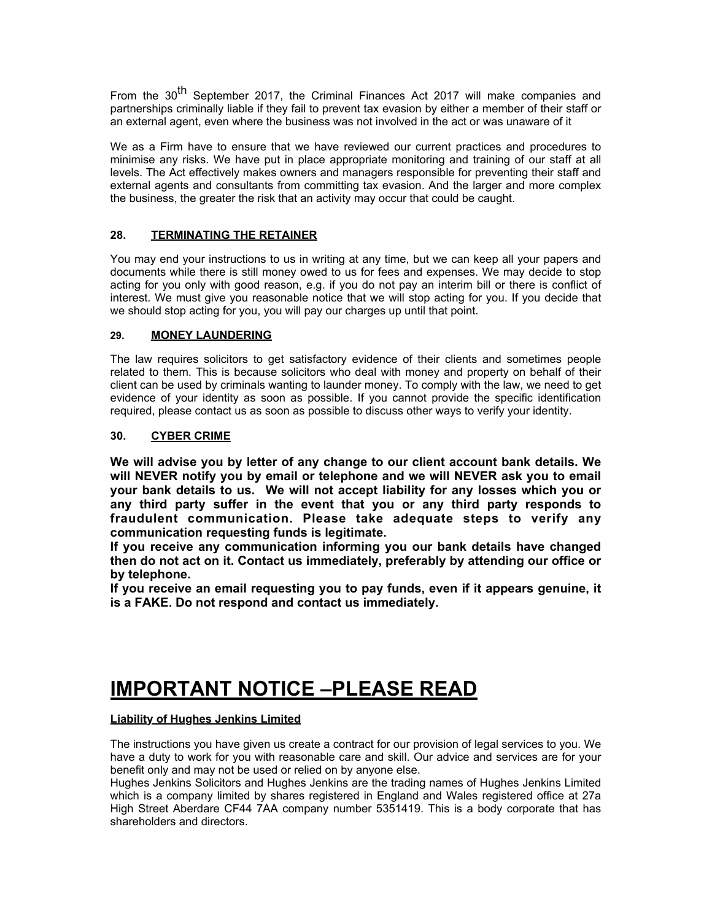From the 30th September 2017, the Criminal Finances Act 2017 will make companies and partnerships criminally liable if they fail to prevent tax evasion by either a member of their staff or an external agent, even where the business was not involved in the act or was unaware of it

We as a Firm have to ensure that we have reviewed our current practices and procedures to minimise any risks. We have put in place appropriate monitoring and training of our staff at all levels. The Act effectively makes owners and managers responsible for preventing their staff and external agents and consultants from committing tax evasion. And the larger and more complex the business, the greater the risk that an activity may occur that could be caught.

### 28. TERMINATING THE RETAINER

You may end your instructions to us in writing at any time, but we can keep all your papers and documents while there is still money owed to us for fees and expenses. We may decide to stop acting for you only with good reason, e.g. if you do not pay an interim bill or there is conflict of interest. We must give you reasonable notice that we will stop acting for you. If you decide that we should stop acting for you, you will pay our charges up until that point.

### 29. MONEY LAUNDERING

The law requires solicitors to get satisfactory evidence of their clients and sometimes people related to them. This is because solicitors who deal with money and property on behalf of their client can be used by criminals wanting to launder money. To comply with the law, we need to get evidence of your identity as soon as possible. If you cannot provide the specific identification required, please contact us as soon as possible to discuss other ways to verify your identity.

### 30. CYBER CRIME

**We will advise you by letter of any change to our client account bank details. We will NEVER notify you by email or telephone and we will NEVER ask you to email your bank details to us. We will not accept liability for any losses which you or any third party suffer in the event that you or any third party responds to fraudulent communication. Please take adequate steps to verify any communication requesting funds is legitimate.**
**If you receive any communication informing you our bank details have changed then do not act on it. Contact us immediately, preferably by attending our office or by telephone.**
**If you receive an email requesting you to pay funds, even if it appears genuine, it is a FAKE. Do not respond and contact us immediately.**

# IMPORTANT NOTICE –PLEASE READ

**Liability of Hughes Jenkins Limited**

The instructions you have given us create a contract for our provision of legal services to you. We have a duty to work for you with reasonable care and skill. Our advice and services are for your benefit only and may not be used or relied on by anyone else.
Hughes Jenkins Solicitors and Hughes Jenkins are the trading names of Hughes Jenkins Limited which is a company limited by shares registered in England and Wales registered office at 27a High Street Aberdare CF44 7AA company number 5351419. This is a body corporate that has shareholders and directors.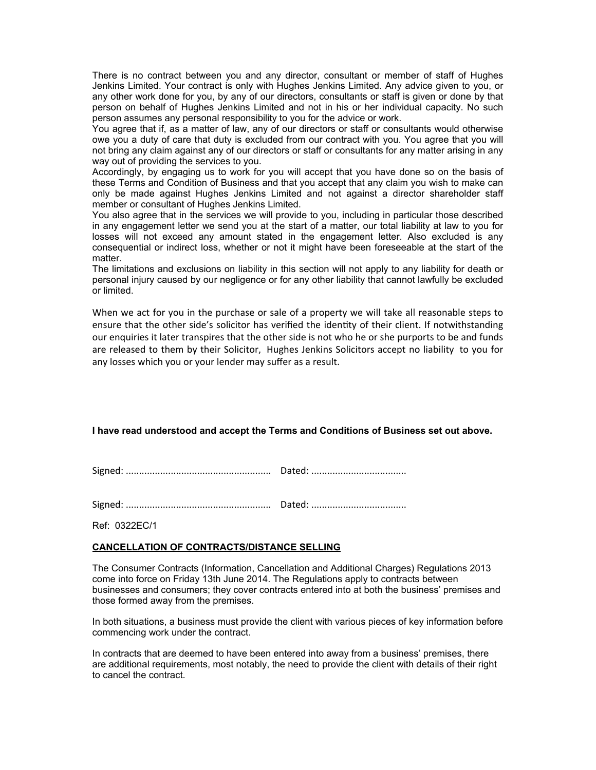There is no contract between you and any director, consultant or member of staff of Hughes Jenkins Limited. Your contract is only with Hughes Jenkins Limited. Any advice given to you, or any other work done for you, by any of our directors, consultants or staff is given or done by that person on behalf of Hughes Jenkins Limited and not in his or her individual capacity. No such person assumes any personal responsibility to you for the advice or work.

You agree that if, as a matter of law, any of our directors or staff or consultants would otherwise owe you a duty of care that duty is excluded from our contract with you. You agree that you will not bring any claim against any of our directors or staff or consultants for any matter arising in any way out of providing the services to you.

Accordingly, by engaging us to work for you will accept that you have done so on the basis of these Terms and Condition of Business and that you accept that any claim you wish to make can only be made against Hughes Jenkins Limited and not against a director shareholder staff member or consultant of Hughes Jenkins Limited.

You also agree that in the services we will provide to you, including in particular those described in any engagement letter we send you at the start of a matter, our total liability at law to you for losses will not exceed any amount stated in the engagement letter. Also excluded is any consequential or indirect loss, whether or not it might have been foreseeable at the start of the matter.

The limitations and exclusions on liability in this section will not apply to any liability for death or personal injury caused by our negligence or for any other liability that cannot lawfully be excluded or limited.

When we act for you in the purchase or sale of a property we will take all reasonable steps to ensure that the other side's solicitor has verified the identity of their client. If notwithstanding our enquiries it later transpires that the other side is not who he or she purports to be and funds are released to them by their Solicitor, Hughes Jenkins Solicitors accept no liability to you for any losses which you or your lender may suffer as a result.

**I have read understood and accept the Terms and Conditions of Business set out above.**

Signed: ...................................................... Dated: ...................................

Signed: ...................................................... Dated: ...................................

Ref: 0322EC/1

## <u>CANCELLATION OF CONTRACTS/DISTANCE SELLING</u>

The Consumer Contracts (Information, Cancellation and Additional Charges) Regulations 2013 come into force on Friday 13th June 2014. The Regulations apply to contracts between businesses and consumers; they cover contracts entered into at both the business' premises and those formed away from the premises.

In both situations, a business must provide the client with various pieces of key information before commencing work under the contract.

In contracts that are deemed to have been entered into away from a business' premises, there are additional requirements, most notably, the need to provide the client with details of their right to cancel the contract.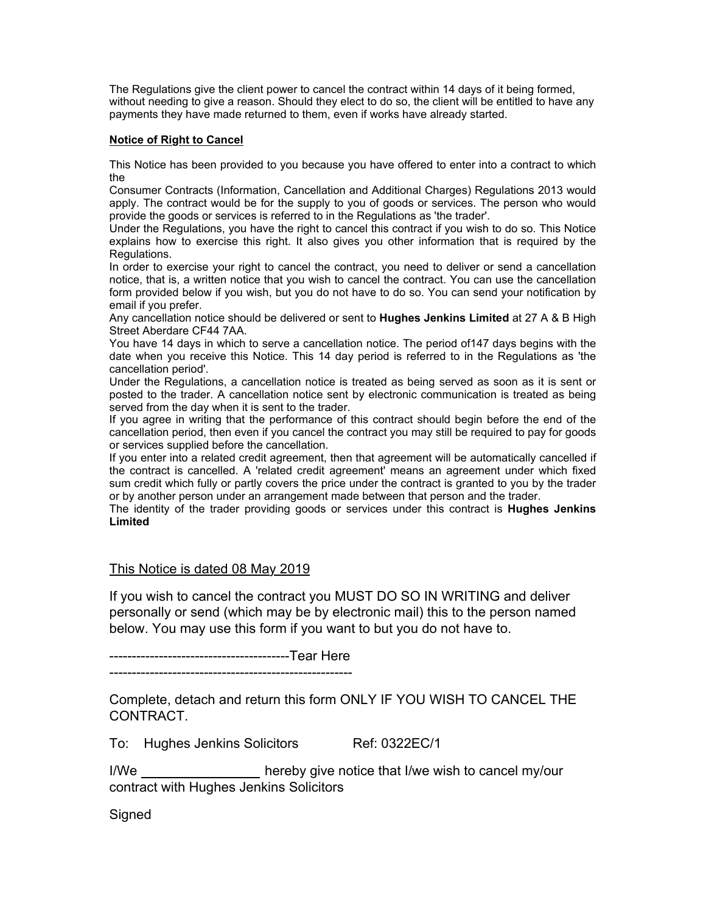The Regulations give the client power to cancel the contract within 14 days of it being formed, without needing to give a reason. Should they elect to do so, the client will be entitled to have any payments they have made returned to them, even if works have already started.

**Notice of Right to Cancel**

This Notice has been provided to you because you have offered to enter into a contract to which the
Consumer Contracts (Information, Cancellation and Additional Charges) Regulations 2013 would apply. The contract would be for the supply to you of goods or services. The person who would provide the goods or services is referred to in the Regulations as 'the trader'.
Under the Regulations, you have the right to cancel this contract if you wish to do so. This Notice explains how to exercise this right. It also gives you other information that is required by the Regulations.
In order to exercise your right to cancel the contract, you need to deliver or send a cancellation notice, that is, a written notice that you wish to cancel the contract. You can use the cancellation form provided below if you wish, but you do not have to do so. You can send your notification by email if you prefer.
Any cancellation notice should be delivered or sent to **Hughes Jenkins Limited** at 27 A & B High Street Aberdare CF44 7AA.
You have 14 days in which to serve a cancellation notice. The period of147 days begins with the date when you receive this Notice. This 14 day period is referred to in the Regulations as 'the cancellation period'.
Under the Regulations, a cancellation notice is treated as being served as soon as it is sent or posted to the trader. A cancellation notice sent by electronic communication is treated as being served from the day when it is sent to the trader.
If you agree in writing that the performance of this contract should begin before the end of the cancellation period, then even if you cancel the contract you may still be required to pay for goods or services supplied before the cancellation.
If you enter into a related credit agreement, then that agreement will be automatically cancelled if the contract is cancelled. A 'related credit agreement' means an agreement under which fixed sum credit which fully or partly covers the price under the contract is granted to you by the trader or by another person under an arrangement made between that person and the trader.
The identity of the trader providing goods or services under this contract is **Hughes Jenkins Limited**

This Notice is dated 08 May 2019

If you wish to cancel the contract you MUST DO SO IN WRITING and deliver personally or send (which may be by electronic mail) this to the person named below. You may use this form if you want to but you do not have to.

---------------------------------------Tear Here
-----------------------------------------------------

Complete, detach and return this form ONLY IF YOU WISH TO CANCEL THE CONTRACT.

To: Hughes Jenkins Solicitors Ref: 0322EC/1

I/We ________________ hereby give notice that I/we wish to cancel my/our contract with Hughes Jenkins Solicitors

Signed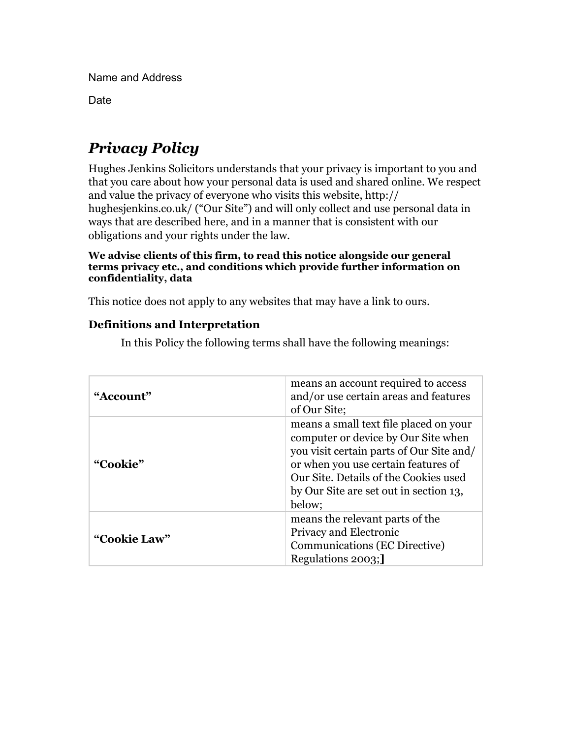Name and Address

Date

# *Privacy Policy*

Hughes Jenkins Solicitors understands that your privacy is important to you and that you care about how your personal data is used and shared online. We respect and value the privacy of everyone who visits this website, http://hughesjenkins.co.uk/ ("Our Site") and will only collect and use personal data in ways that are described here, and in a manner that is consistent with our obligations and your rights under the law.

**We advise clients of this firm, to read this notice alongside our general terms privacy etc., and conditions which provide further information on confidentiality, data**

This notice does not apply to any websites that may have a link to ours.

### Definitions and Interpretation

In this Policy the following terms shall have the following meanings:

| | |
|---|---|
| **"Account"** | means an account required to access and/or use certain areas and features of Our Site; |
| **"Cookie"** | means a small text file placed on your computer or device by Our Site when you visit certain parts of Our Site and/or when you use certain features of Our Site. Details of the Cookies used by Our Site are set out in section 13, below; |
| **"Cookie Law"** | means the relevant parts of the Privacy and Electronic Communications (EC Directive) Regulations 2003;] |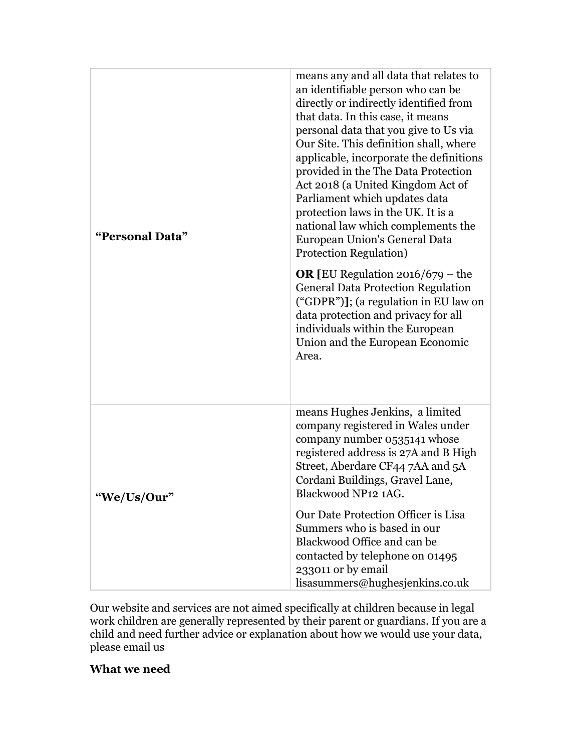| | |
|---|---|
| **"Personal Data"** | means any and all data that relates to an identifiable person who can be directly or indirectly identified from that data. In this case, it means personal data that you give to Us via Our Site. This definition shall, where applicable, incorporate the definitions provided in the The Data Protection Act 2018 (a United Kingdom Act of Parliament which updates data protection laws in the UK. It is a national law which complements the European Union's General Data Protection Regulation)<br><br>**OR [**EU Regulation 2016/679 – the General Data Protection Regulation ("GDPR")**]**; (a regulation in EU law on data protection and privacy for all individuals within the European Union and the European Economic Area. |
| **"We/Us/Our"** | means Hughes Jenkins, a limited company registered in Wales under company number 0535141 whose registered address is 27A and B High Street, Aberdare CF44 7AA and 5A Cordani Buildings, Gravel Lane, Blackwood NP12 1AG.<br><br>Our Date Protection Officer is Lisa Summers who is based in our Blackwood Office and can be contacted by telephone on 01495 233011 or by email lisasummers@hughesjenkins.co.uk |

Our website and services are not aimed specifically at children because in legal work children are generally represented by their parent or guardians. If you are a child and need further advice or explanation about how we would use your data, please email us

**What we need**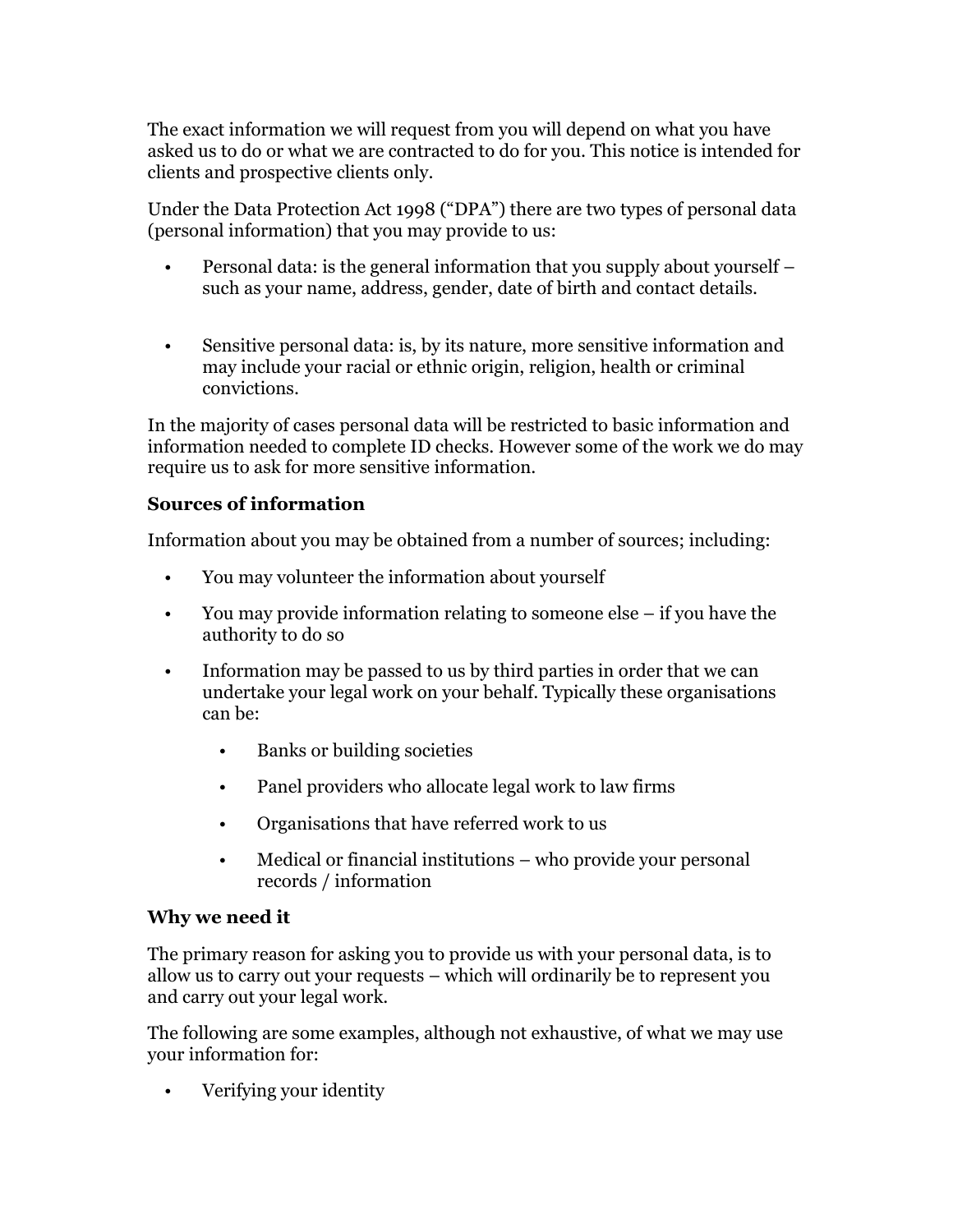The exact information we will request from you will depend on what you have asked us to do or what we are contracted to do for you. This notice is intended for clients and prospective clients only.

Under the Data Protection Act 1998 ("DPA") there are two types of personal data (personal information) that you may provide to us:

- Personal data: is the general information that you supply about yourself – such as your name, address, gender, date of birth and contact details.

- Sensitive personal data: is, by its nature, more sensitive information and may include your racial or ethnic origin, religion, health or criminal convictions.

In the majority of cases personal data will be restricted to basic information and information needed to complete ID checks. However some of the work we do may require us to ask for more sensitive information.

**Sources of information**

Information about you may be obtained from a number of sources; including:

- You may volunteer the information about yourself
- You may provide information relating to someone else – if you have the authority to do so
- Information may be passed to us by third parties in order that we can undertake your legal work on your behalf. Typically these organisations can be:
  - Banks or building societies
  - Panel providers who allocate legal work to law firms
  - Organisations that have referred work to us
  - Medical or financial institutions – who provide your personal records / information

**Why we need it**

The primary reason for asking you to provide us with your personal data, is to allow us to carry out your requests – which will ordinarily be to represent you and carry out your legal work.

The following are some examples, although not exhaustive, of what we may use your information for:

- Verifying your identity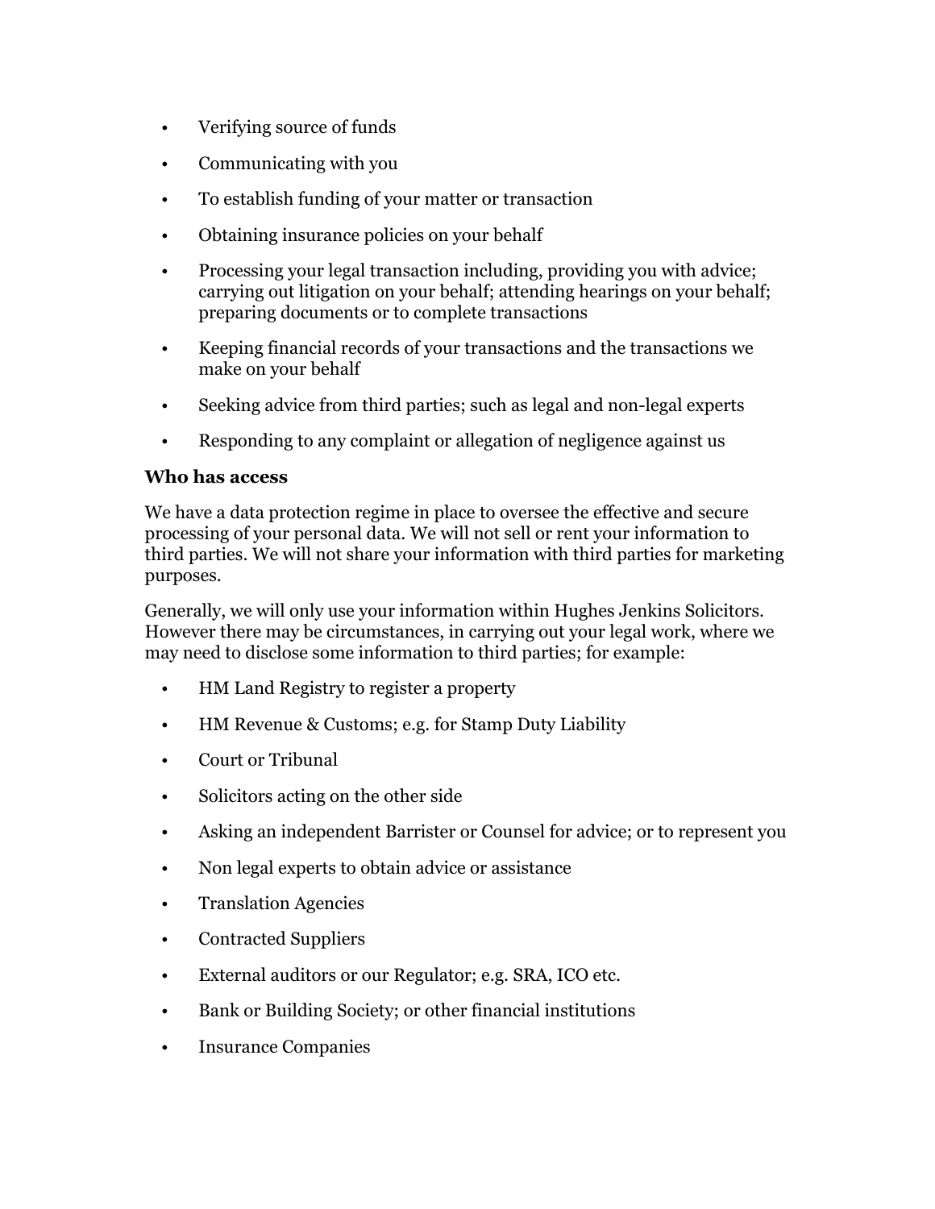- Verifying source of funds
- Communicating with you
- To establish funding of your matter or transaction
- Obtaining insurance policies on your behalf
- Processing your legal transaction including, providing you with advice; carrying out litigation on your behalf; attending hearings on your behalf; preparing documents or to complete transactions
- Keeping financial records of your transactions and the transactions we make on your behalf
- Seeking advice from third parties; such as legal and non-legal experts
- Responding to any complaint or allegation of negligence against us

**Who has access**

We have a data protection regime in place to oversee the effective and secure processing of your personal data. We will not sell or rent your information to third parties. We will not share your information with third parties for marketing purposes.

Generally, we will only use your information within Hughes Jenkins Solicitors. However there may be circumstances, in carrying out your legal work, where we may need to disclose some information to third parties; for example:

- HM Land Registry to register a property
- HM Revenue & Customs; e.g. for Stamp Duty Liability
- Court or Tribunal
- Solicitors acting on the other side
- Asking an independent Barrister or Counsel for advice; or to represent you
- Non legal experts to obtain advice or assistance
- Translation Agencies
- Contracted Suppliers
- External auditors or our Regulator; e.g. SRA, ICO etc.
- Bank or Building Society; or other financial institutions
- Insurance Companies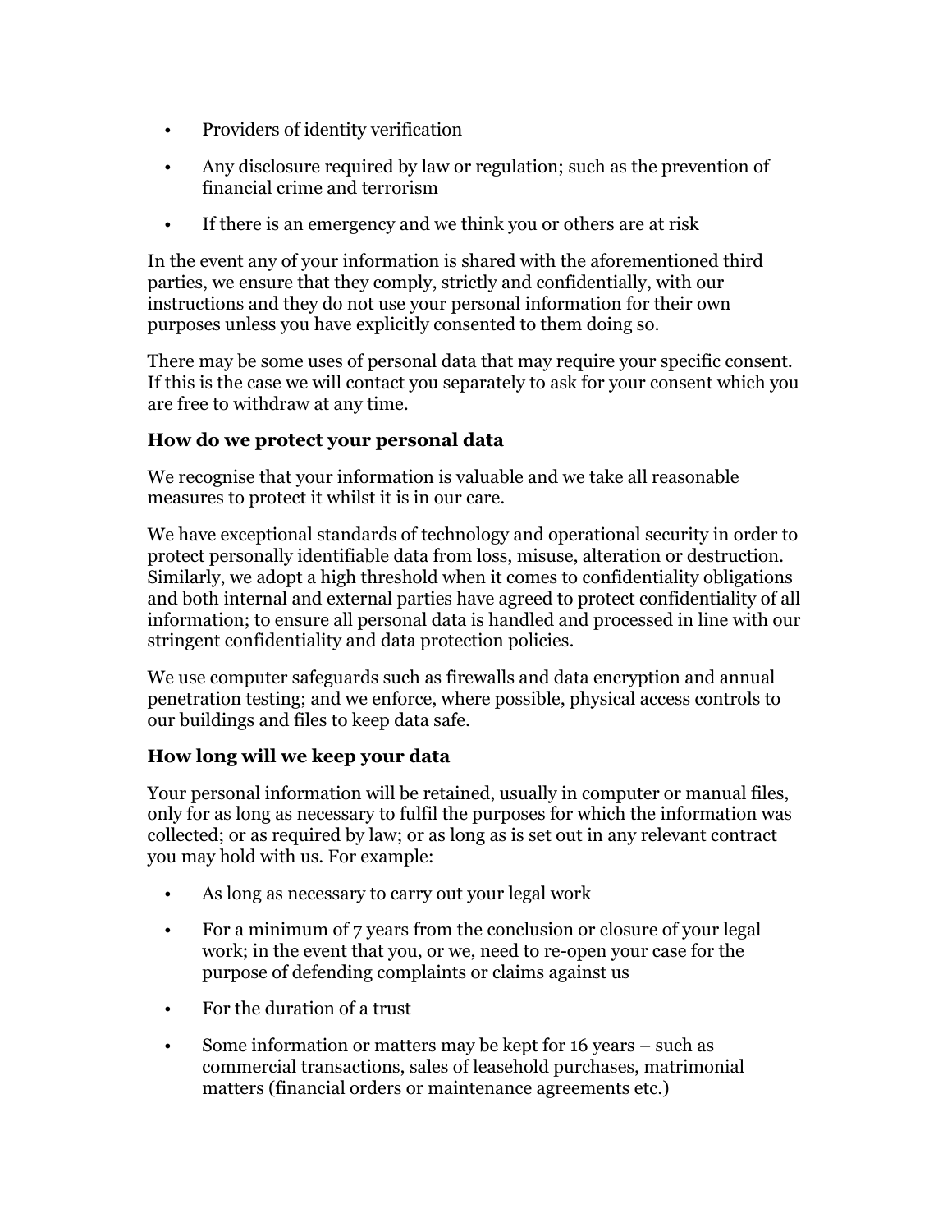- Providers of identity verification
- Any disclosure required by law or regulation; such as the prevention of financial crime and terrorism
- If there is an emergency and we think you or others are at risk

In the event any of your information is shared with the aforementioned third parties, we ensure that they comply, strictly and confidentially, with our instructions and they do not use your personal information for their own purposes unless you have explicitly consented to them doing so.

There may be some uses of personal data that may require your specific consent. If this is the case we will contact you separately to ask for your consent which you are free to withdraw at any time.

**How do we protect your personal data**

We recognise that your information is valuable and we take all reasonable measures to protect it whilst it is in our care.

We have exceptional standards of technology and operational security in order to protect personally identifiable data from loss, misuse, alteration or destruction. Similarly, we adopt a high threshold when it comes to confidentiality obligations and both internal and external parties have agreed to protect confidentiality of all information; to ensure all personal data is handled and processed in line with our stringent confidentiality and data protection policies.

We use computer safeguards such as firewalls and data encryption and annual penetration testing; and we enforce, where possible, physical access controls to our buildings and files to keep data safe.

**How long will we keep your data**

Your personal information will be retained, usually in computer or manual files, only for as long as necessary to fulfil the purposes for which the information was collected; or as required by law; or as long as is set out in any relevant contract you may hold with us. For example:

- As long as necessary to carry out your legal work
- For a minimum of 7 years from the conclusion or closure of your legal work; in the event that you, or we, need to re-open your case for the purpose of defending complaints or claims against us
- For the duration of a trust
- Some information or matters may be kept for 16 years – such as commercial transactions, sales of leasehold purchases, matrimonial matters (financial orders or maintenance agreements etc.)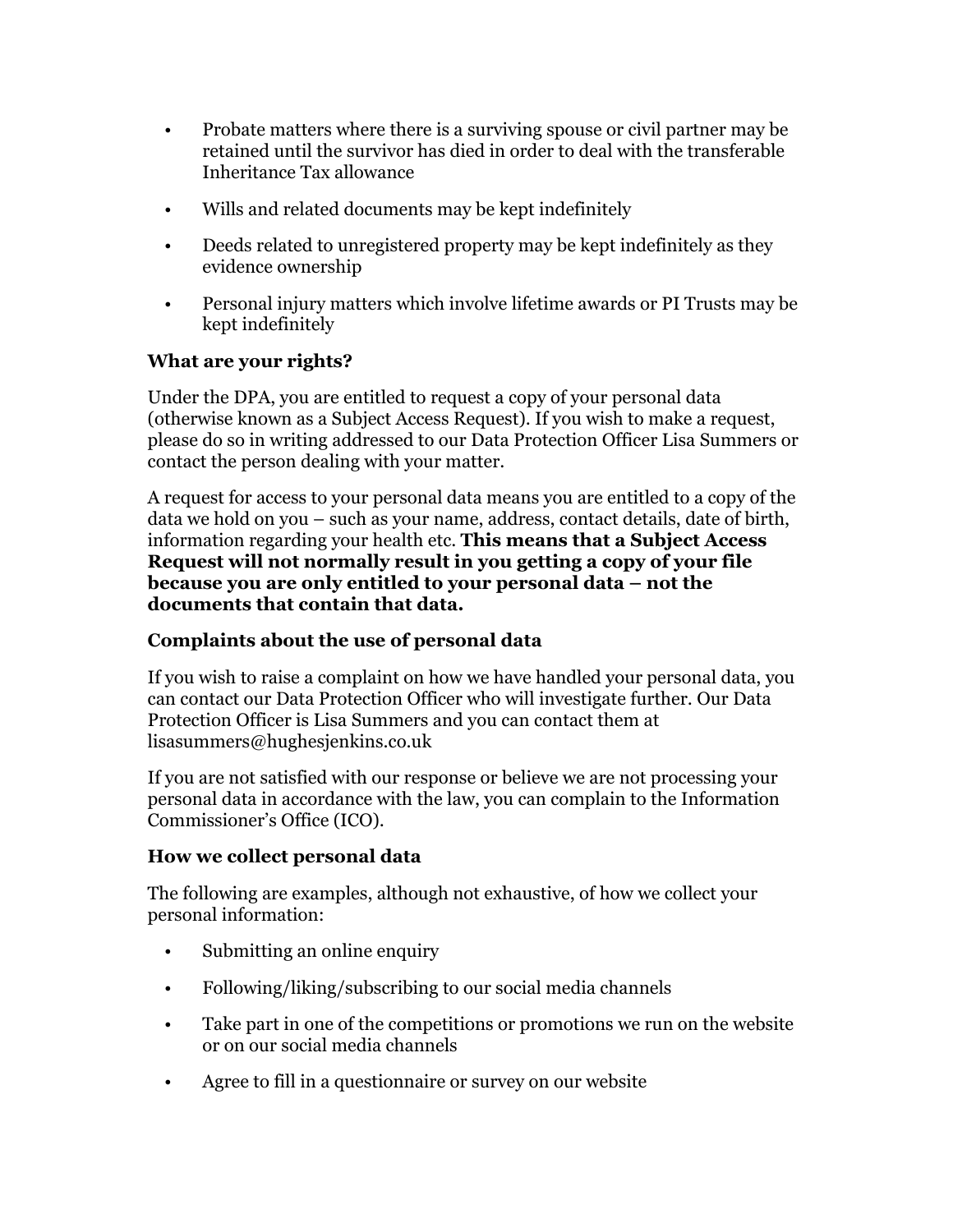- Probate matters where there is a surviving spouse or civil partner may be retained until the survivor has died in order to deal with the transferable Inheritance Tax allowance
- Wills and related documents may be kept indefinitely
- Deeds related to unregistered property may be kept indefinitely as they evidence ownership
- Personal injury matters which involve lifetime awards or PI Trusts may be kept indefinitely

**What are your rights?**

Under the DPA, you are entitled to request a copy of your personal data (otherwise known as a Subject Access Request). If you wish to make a request, please do so in writing addressed to our Data Protection Officer Lisa Summers or contact the person dealing with your matter.

A request for access to your personal data means you are entitled to a copy of the data we hold on you – such as your name, address, contact details, date of birth, information regarding your health etc. **This means that a Subject Access Request will not normally result in you getting a copy of your file because you are only entitled to your personal data – not the documents that contain that data.**

**Complaints about the use of personal data**

If you wish to raise a complaint on how we have handled your personal data, you can contact our Data Protection Officer who will investigate further. Our Data Protection Officer is Lisa Summers and you can contact them at lisasummers@hughesjenkins.co.uk

If you are not satisfied with our response or believe we are not processing your personal data in accordance with the law, you can complain to the Information Commissioner's Office (ICO).

**How we collect personal data**

The following are examples, although not exhaustive, of how we collect your personal information:

- Submitting an online enquiry
- Following/liking/subscribing to our social media channels
- Take part in one of the competitions or promotions we run on the website or on our social media channels
- Agree to fill in a questionnaire or survey on our website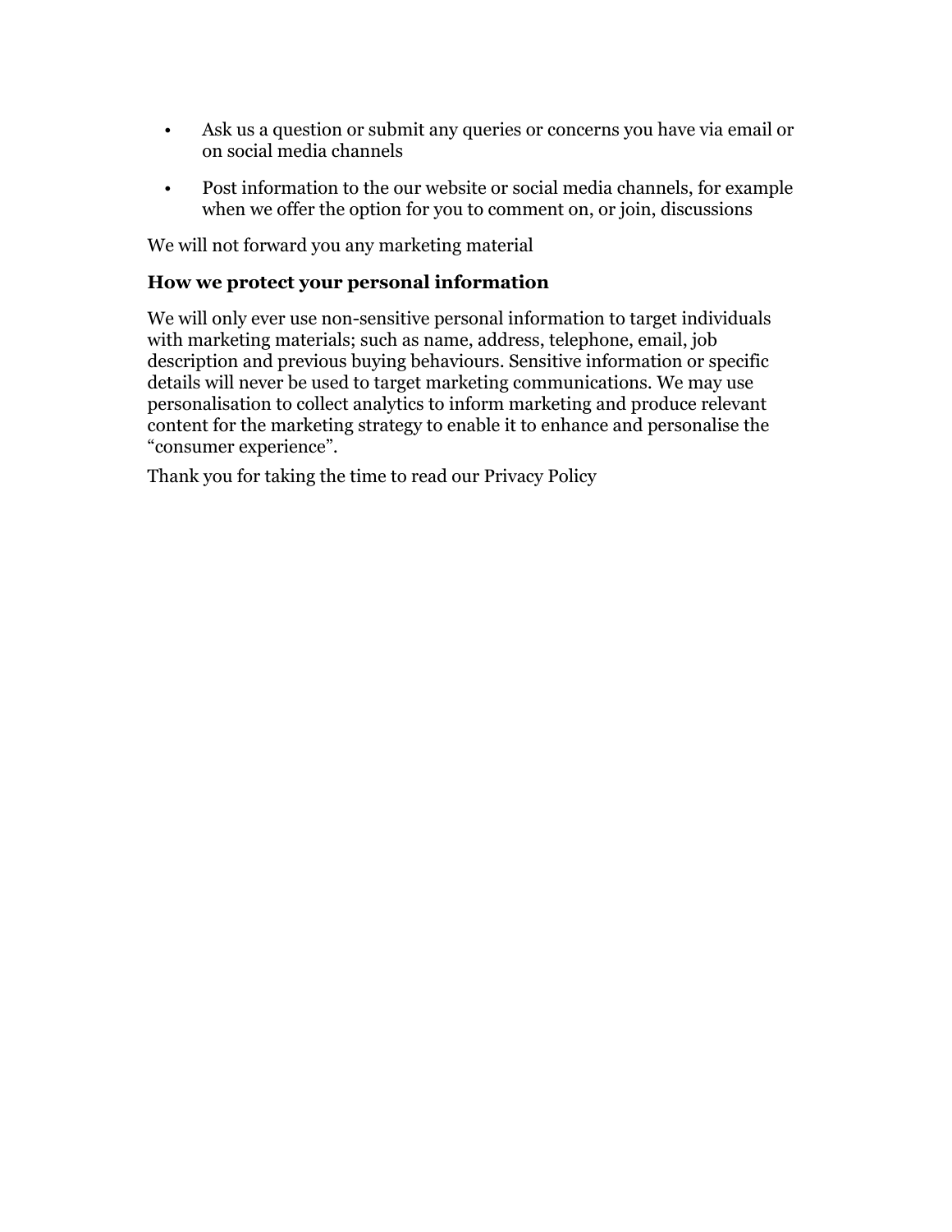- Ask us a question or submit any queries or concerns you have via email or on social media channels
- Post information to the our website or social media channels, for example when we offer the option for you to comment on, or join, discussions

We will not forward you any marketing material

### How we protect your personal information

We will only ever use non-sensitive personal information to target individuals with marketing materials; such as name, address, telephone, email, job description and previous buying behaviours. Sensitive information or specific details will never be used to target marketing communications. We may use personalisation to collect analytics to inform marketing and produce relevant content for the marketing strategy to enable it to enhance and personalise the "consumer experience".

Thank you for taking the time to read our Privacy Policy